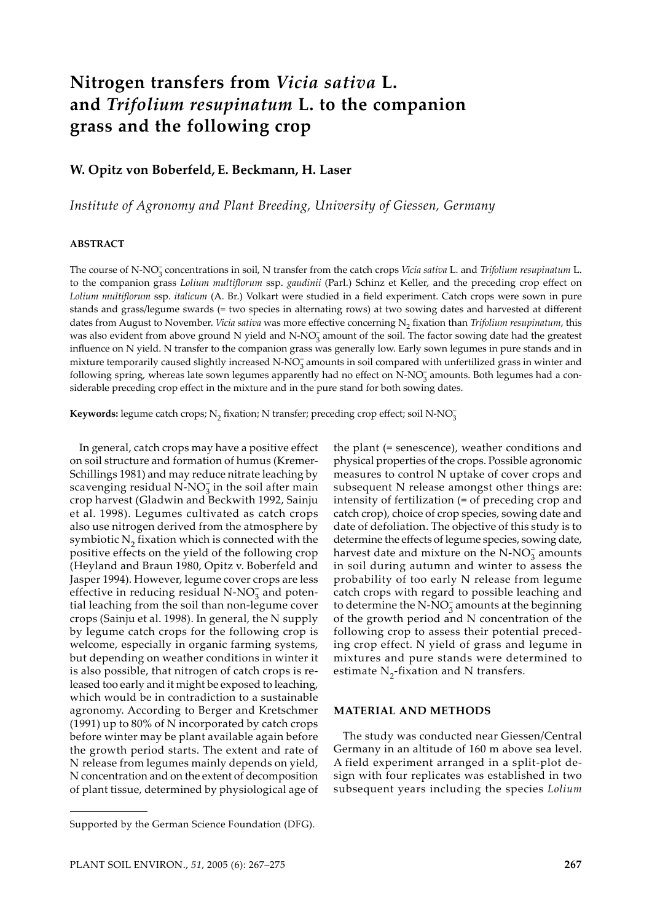# Nitrogen transfers from *Vicia sativa* L. and *Trifolium resupinatum* L. to the companion grass and the following crop

**W. Opitz von Boberfeld, E. Beckmann, H. Laser**

*Institute of Agronomy and Plant Breeding, University of Giessen, Germany*

## ABSTRACT

The course of $N\text{-}NO_3^-$ concentrations in soil, N transfer from the catch crops *Vicia sativa* L. and *Trifolium resupinatum* L. to the companion grass *Lolium multiflorum* ssp. *gaudinii* (Parl.) Schinz et Keller, and the preceding crop effect on *Lolium multiflorum* ssp. *italicum* (A. Br.) Volkart were studied in a field experiment. Catch crops were sown in pure stands and grass/legume swards (= two species in alternating rows) at two sowing dates and harvested at different dates from August to November. *Vicia sativa* was more effective concerning $N_2$ fixation than *Trifolium resupinatum*, this was also evident from above ground N yield and $N\text{-}NO_3^-$ amount of the soil. The factor sowing date had the greatest influence on N yield. N transfer to the companion grass was generally low. Early sown legumes in pure stands and in mixture temporarily caused slightly increased $N\text{-}NO_3^-$ amounts in soil compared with unfertilized grass in winter and following spring, whereas late sown legumes apparently had no effect on $N\text{-}NO_3^-$ amounts. Both legumes had a considerable preceding crop effect in the mixture and in the pure stand for both sowing dates.

**Keywords:** legume catch crops; $N_2$ fixation; N transfer; preceding crop effect; soil $N\text{-}NO_3^-$

In general, catch crops may have a positive effect on soil structure and formation of humus (Kremer-Schillings 1981) and may reduce nitrate leaching by scavenging residual $N\text{-}NO_3^-$ in the soil after main crop harvest (Gladwin and Beckwith 1992, Sainju et al. 1998). Legumes cultivated as catch crops also use nitrogen derived from the atmosphere by symbiotic $N_2$ fixation which is connected with the positive effects on the yield of the following crop (Heyland and Braun 1980, Opitz v. Boberfeld and Jasper 1994). However, legume cover crops are less effective in reducing residual $N\text{-}NO_3^-$ and potential leaching from the soil than non-legume cover crops (Sainju et al. 1998). In general, the N supply by legume catch crops for the following crop is welcome, especially in organic farming systems, but depending on weather conditions in winter it is also possible, that nitrogen of catch crops is released too early and it might be exposed to leaching, which would be in contradiction to a sustainable agronomy. According to Berger and Kretschmer (1991) up to 80% of N incorporated by catch crops before winter may be plant available again before the growth period starts. The extent and rate of N release from legumes mainly depends on yield, N concentration and on the extent of decomposition of plant tissue, determined by physiological age of the plant (= senescence), weather conditions and physical properties of the crops. Possible agronomic measures to control N uptake of cover crops and subsequent N release amongst other things are: intensity of fertilization (= of preceding crop and catch crop), choice of crop species, sowing date and date of defoliation. The objective of this study is to determine the effects of legume species, sowing date, harvest date and mixture on the $N\text{-}NO_3^-$ amounts in soil during autumn and winter to assess the probability of too early N release from legume catch crops with regard to possible leaching and to determine the $N\text{-}NO_3^-$ amounts at the beginning of the growth period and N concentration of the following crop to assess their potential preceding crop effect. N yield of grass and legume in mixtures and pure stands were determined to estimate $N_2$-fixation and N transfers.

## MATERIAL AND METHODS

The study was conducted near Giessen/Central Germany in an altitude of 160 m above sea level. A field experiment arranged in a split-plot design with four replicates was established in two subsequent years including the species *Lolium*

Supported by the German Science Foundation (DFG).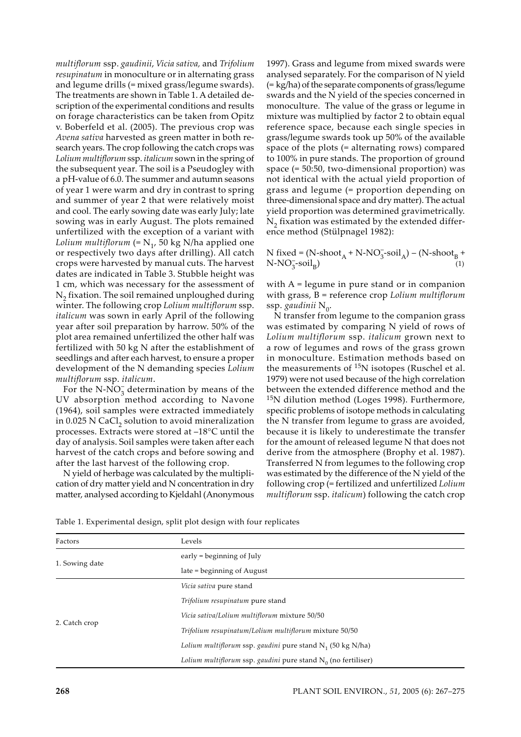*multiflorum* ssp. *gaudinii*, *Vicia sativa*, and *Trifolium resupinatum* in monoculture or in alternating grass and legume drills (= mixed grass/legume swards). The treatments are shown in Table 1. A detailed description of the experimental conditions and results on forage characteristics can be taken from Opitz v. Boberfeld et al. (2005). The previous crop was *Avena sativa* harvested as green matter in both research years. The crop following the catch crops was *Lolium multiflorum* ssp. *italicum* sown in the spring of the subsequent year. The soil is a Pseudogley with a pH-value of 6.0. The summer and autumn seasons of year 1 were warm and dry in contrast to spring and summer of year 2 that were relatively moist and cool. The early sowing date was early July; late sowing was in early August. The plots remained unfertilized with the exception of a variant with *Lolium multiflorum* (= $N_1$, 50 kg N/ha applied one or respectively two days after drilling). All catch crops were harvested by manual cuts. The harvest dates are indicated in Table 3. Stubble height was 1 cm, which was necessary for the assessment of $N_2$ fixation. The soil remained unploughed during winter. The following crop *Lolium multiflorum* ssp. *italicum* was sown in early April of the following year after soil preparation by harrow. 50% of the plot area remained unfertilized the other half was fertilized with 50 kg N after the establishment of seedlings and after each harvest, to ensure a proper development of the N demanding species *Lolium multiflorum* ssp. *italicum*.

For the N-$NO_3^-$ determination by means of the UV absorption method according to Navone (1964), soil samples were extracted immediately in 0.025 N $CaCl_2$ solution to avoid mineralization processes. Extracts were stored at –18°C until the day of analysis. Soil samples were taken after each harvest of the catch crops and before sowing and after the last harvest of the following crop.

N yield of herbage was calculated by the multiplication of dry matter yield and N concentration in dry matter, analysed according to Kjeldahl (Anonymous 1997). Grass and legume from mixed swards were analysed separately. For the comparison of N yield (= kg/ha) of the separate components of grass/legume swards and the N yield of the species concerned in monoculture. The value of the grass or legume in mixture was multiplied by factor 2 to obtain equal reference space, because each single species in grass/legume swards took up 50% of the available space of the plots (= alternating rows) compared to 100% in pure stands. The proportion of ground space (= 50:50, two-dimensional proportion) was not identical with the actual yield proportion of grass and legume (= proportion depending on three-dimensional space and dry matter). The actual yield proportion was determined gravimetrically. $N_2$ fixation was estimated by the extended difference method (Stülpnagel 1982):

$$\text{N fixed} = (\text{N-shoot}_A + \text{N-NO}_3^-\text{-soil}_A) - (\text{N-shoot}_B + \text{N-NO}_3^-\text{-soil}_B) \quad (1)$$

with A = legume in pure stand or in companion with grass, B = reference crop *Lolium multiflorum* ssp. *gaudinii* $N_0$.

N transfer from legume to the companion grass was estimated by comparing N yield of rows of *Lolium multiflorum* ssp. *italicum* grown next to a row of legumes and rows of the grass grown in monoculture. Estimation methods based on the measurements of $^{15}N$ isotopes (Ruschel et al. 1979) were not used because of the high correlation between the extended difference method and the $^{15}N$ dilution method (Loges 1998). Furthermore, specific problems of isotope methods in calculating the N transfer from legume to grass are avoided, because it is likely to underestimate the transfer for the amount of released legume N that does not derive from the atmosphere (Brophy et al. 1987). Transferred N from legumes to the following crop was estimated by the difference of the N yield of the following crop (= fertilized and unfertilized *Lolium multiflorum* ssp. *italicum*) following the catch crop

Table 1. Experimental design, split plot design with four replicates

| Factors | Levels |
|---|---|
| 1. Sowing date | early = beginning of July |
| | late = beginning of August |
| 2. Catch crop | *Vicia sativa* pure stand |
| | *Trifolium resupinatum* pure stand |
| | *Vicia sativa*/*Lolium multiflorum* mixture 50/50 |
| | *Trifolium resupinatum*/*Lolium multiflorum* mixture 50/50 |
| | *Lolium multiflorum* ssp. *gaudini* pure stand $N_1$ (50 kg N/ha) |
| | *Lolium multiflorum* ssp. *gaudini* pure stand $N_0$ (no fertiliser) |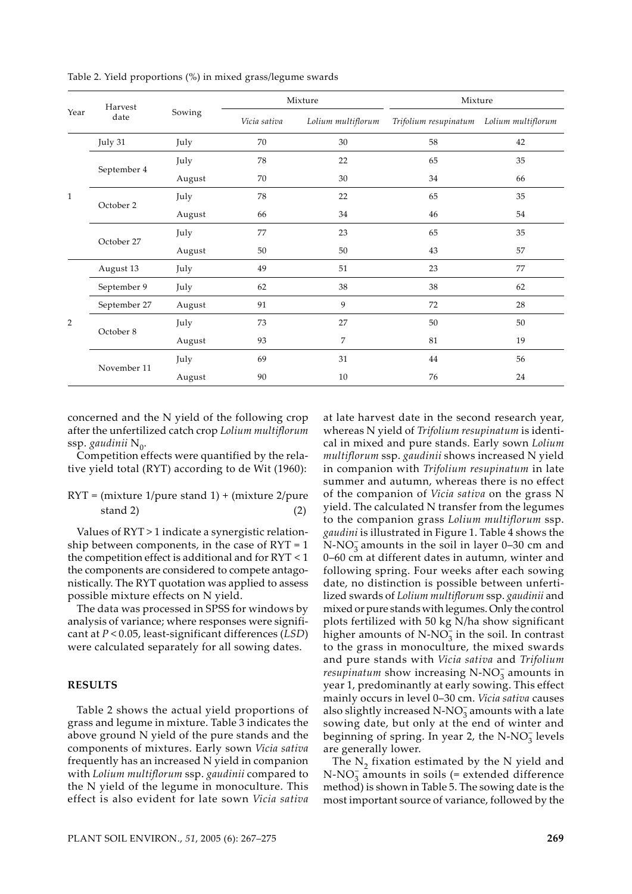Table 2. Yield proportions (%) in mixed grass/legume swards

| Year | Harvest date | Sowing | Mixture | | Mixture | |
|---|---|---|---|---|---|---|
| | | | *Vicia sativa* | *Lolium multiflorum* | *Trifolium resupinatum* | *Lolium multiflorum* |
| 1 | July 31 | July | 70 | 30 | 58 | 42 |
| | September 4 | July | 78 | 22 | 65 | 35 |
| | | August | 70 | 30 | 34 | 66 |
| | October 2 | July | 78 | 22 | 65 | 35 |
| | | August | 66 | 34 | 46 | 54 |
| | October 27 | July | 77 | 23 | 65 | 35 |
| | | August | 50 | 50 | 43 | 57 |
| 2 | August 13 | July | 49 | 51 | 23 | 77 |
| | September 9 | July | 62 | 38 | 38 | 62 |
| | September 27 | August | 91 | 9 | 72 | 28 |
| | October 8 | July | 73 | 27 | 50 | 50 |
| | | August | 93 | 7 | 81 | 19 |
| | November 11 | July | 69 | 31 | 44 | 56 |
| | | August | 90 | 10 | 76 | 24 |

concerned and the N yield of the following crop after the unfertilized catch crop *Lolium multiflorum* ssp. *gaudinii* $N_0$.

Competition effects were quantified by the relative yield total (RYT) according to de Wit (1960):

$$\text{RYT} = (\text{mixture 1/pure stand 1}) + (\text{mixture 2/pure stand 2}) \qquad (2)$$

Values of RYT > 1 indicate a synergistic relationship between components, in the case of RYT = 1 the competition effect is additional and for RYT < 1 the components are considered to compete antagonistically. The RYT quotation was applied to assess possible mixture effects on N yield.

The data was processed in SPSS for windows by analysis of variance; where responses were significant at $P < 0.05$, least-significant differences (*LSD*) were calculated separately for all sowing dates.

## RESULTS

Table 2 shows the actual yield proportions of grass and legume in mixture. Table 3 indicates the above ground N yield of the pure stands and the components of mixtures. Early sown *Vicia sativa* frequently has an increased N yield in companion with *Lolium multiflorum* ssp. *gaudinii* compared to the N yield of the legume in monoculture. This effect is also evident for late sown *Vicia sativa* at late harvest date in the second research year, whereas N yield of *Trifolium resupinatum* is identical in mixed and pure stands. Early sown *Lolium multiflorum* ssp. *gaudinii* shows increased N yield in companion with *Trifolium resupinatum* in late summer and autumn, whereas there is no effect of the companion of *Vicia sativa* on the grass N yield. The calculated N transfer from the legumes to the companion grass *Lolium multiflorum* ssp. *gaudini* is illustrated in Figure 1. Table 4 shows the N-$NO_3^-$ amounts in the soil in layer 0–30 cm and 0–60 cm at different dates in autumn, winter and following spring. Four weeks after each sowing date, no distinction is possible between unfertilized swards of *Lolium multiflorum* ssp. *gaudinii* and mixed or pure stands with legumes. Only the control plots fertilized with 50 kg N/ha show significant higher amounts of N-$NO_3^-$ in the soil. In contrast to the grass in monoculture, the mixed swards and pure stands with *Vicia sativa* and *Trifolium resupinatum* show increasing N-$NO_3^-$ amounts in year 1, predominantly at early sowing. This effect mainly occurs in level 0–30 cm. *Vicia sativa* causes also slightly increased N-$NO_3^-$ amounts with a late sowing date, but only at the end of winter and beginning of spring. In year 2, the N-$NO_3^-$ levels are generally lower.

The $N_2$ fixation estimated by the N yield and N-$NO_3^-$ amounts in soils (= extended difference method) is shown in Table 5. The sowing date is the most important source of variance, followed by the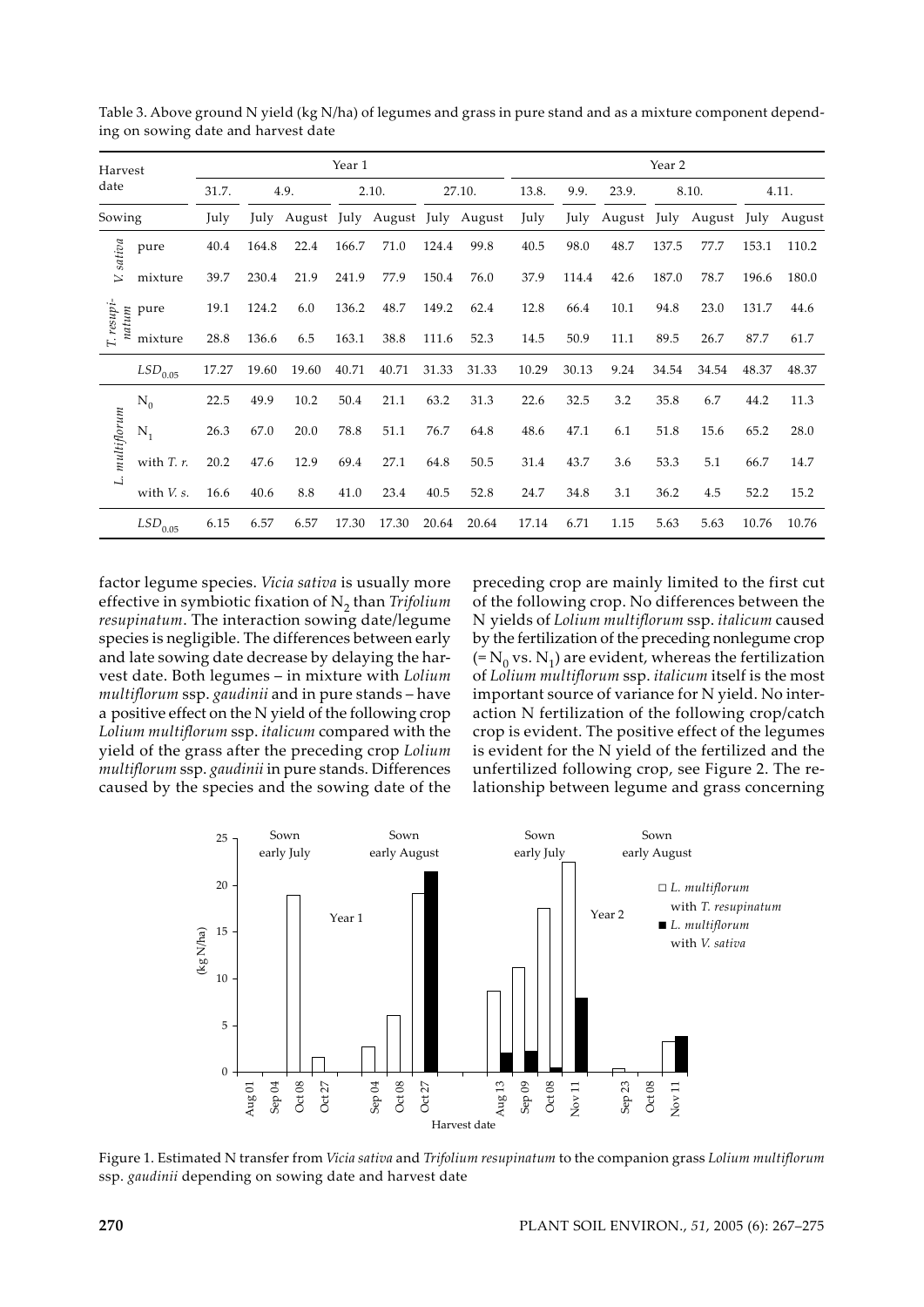Table 3. Above ground N yield (kg N/ha) of legumes and grass in pure stand and as a mixture component depending on sowing date and harvest date

| Harvest date | | Year 1 | | | | | | | Year 2 | | | | | | |
|---|---|---|---|---|---|---|---|---|---|---|---|---|---|---|---|
| | | 31.7. | 4.9. | | 2.10. | | 27.10. | | 13.8. | 9.9. | 23.9. | 8.10. | | 4.11. | |
| Sowing | | July | July | August | July | August | July | August | July | July | August | July | August | July | August |
| *V. sativa* | pure | 40.4 | 164.8 | 22.4 | 166.7 | 71.0 | 124.4 | 99.8 | 40.5 | 98.0 | 48.7 | 137.5 | 77.7 | 153.1 | 110.2 |
| | mixture | 39.7 | 230.4 | 21.9 | 241.9 | 77.9 | 150.4 | 76.0 | 37.9 | 114.4 | 42.6 | 187.0 | 78.7 | 196.6 | 180.0 |
| *T. resupinatum* | pure | 19.1 | 124.2 | 6.0 | 136.2 | 48.7 | 149.2 | 62.4 | 12.8 | 66.4 | 10.1 | 94.8 | 23.0 | 131.7 | 44.6 |
| | mixture | 28.8 | 136.6 | 6.5 | 163.1 | 38.8 | 111.6 | 52.3 | 14.5 | 50.9 | 11.1 | 89.5 | 26.7 | 87.7 | 61.7 |
| | $LSD_{0.05}$ | 17.27 | 19.60 | 19.60 | 40.71 | 40.71 | 31.33 | 31.33 | 10.29 | 30.13 | 9.24 | 34.54 | 34.54 | 48.37 | 48.37 |
| *L. multiflorum* | $N_0$ | 22.5 | 49.9 | 10.2 | 50.4 | 21.1 | 63.2 | 31.3 | 22.6 | 32.5 | 3.2 | 35.8 | 6.7 | 44.2 | 11.3 |
| | $N_1$ | 26.3 | 67.0 | 20.0 | 78.8 | 51.1 | 76.7 | 64.8 | 48.6 | 47.1 | 6.1 | 51.8 | 15.6 | 65.2 | 28.0 |
| | with *T. r.* | 20.2 | 47.6 | 12.9 | 69.4 | 27.1 | 64.8 | 50.5 | 31.4 | 43.7 | 3.6 | 53.3 | 5.1 | 66.7 | 14.7 |
| | with *V. s.* | 16.6 | 40.6 | 8.8 | 41.0 | 23.4 | 40.5 | 52.8 | 24.7 | 34.8 | 3.1 | 36.2 | 4.5 | 52.2 | 15.2 |
| | $LSD_{0.05}$ | 6.15 | 6.57 | 6.57 | 17.30 | 17.30 | 20.64 | 20.64 | 17.14 | 6.71 | 1.15 | 5.63 | 5.63 | 10.76 | 10.76 |

factor legume species. *Vicia sativa* is usually more effective in symbiotic fixation of $N_2$ than *Trifolium resupinatum*. The interaction sowing date/legume species is negligible. The differences between early and late sowing date decrease by delaying the harvest date. Both legumes – in mixture with *Lolium multiflorum* ssp. *gaudinii* and in pure stands – have a positive effect on the N yield of the following crop *Lolium multiflorum* ssp. *italicum* compared with the yield of the grass after the preceding crop *Lolium multiflorum* ssp. *gaudinii* in pure stands. Differences caused by the species and the sowing date of the preceding crop are mainly limited to the first cut of the following crop. No differences between the N yields of *Lolium multiflorum* ssp. *italicum* caused by the fertilization of the preceding nonlegume crop (= $N_0$ vs. $N_1$) are evident, whereas the fertilization of *Lolium multiflorum* ssp. *italicum* itself is the most important source of variance for N yield. No interaction N fertilization of the following crop/catch crop is evident. The positive effect of the legumes is evident for the N yield of the fertilized and the unfertilized following crop, see Figure 2. The relationship between legume and grass concerning

Figure 1. Estimated N transfer from *Vicia sativa* and *Trifolium resupinatum* to the companion grass *Lolium multiflorum* ssp. *gaudinii* depending on sowing date and harvest date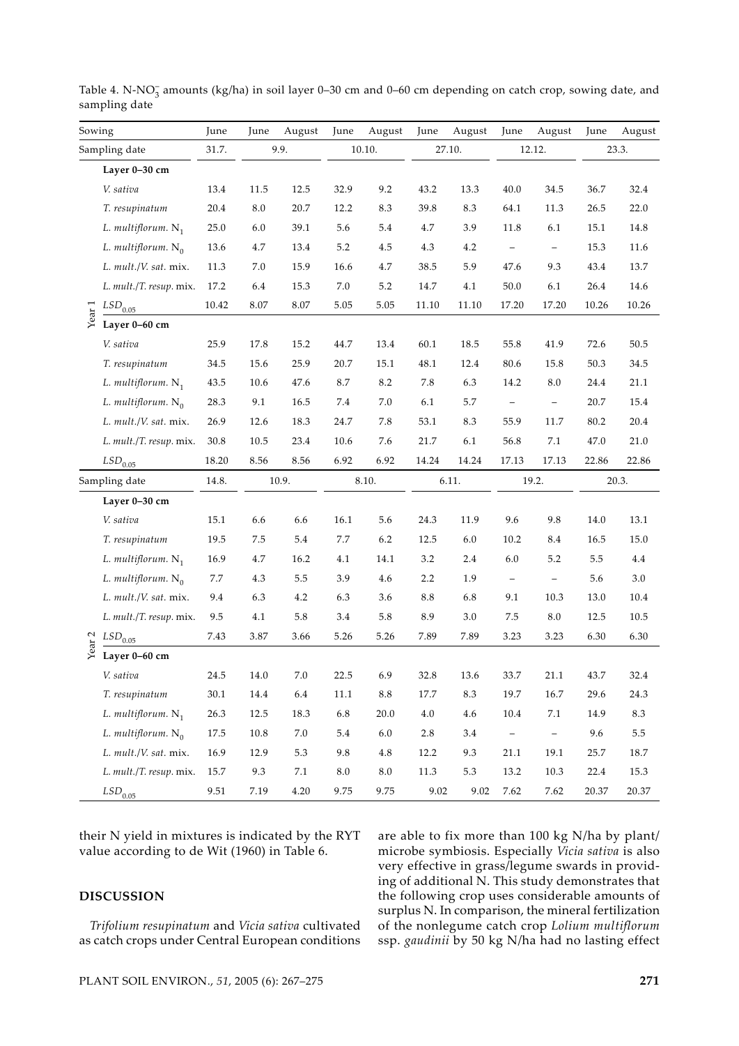Table 4. N-$NO_3^-$ amounts (kg/ha) in soil layer 0–30 cm and 0–60 cm depending on catch crop, sowing date, and sampling date

| | Sowing | June | June | August | June | August | June | August | June | August | June | August |
|---|---|---|---|---|---|---|---|---|---|---|---|---|
| | Sampling date | 31.7. | 9.9. | | 10.10. | | 27.10. | | 12.12. | | 23.3. | |
| Year 1 | **Layer 0–30 cm** | | | | | | | | | | | |
| | *V. sativa* | 13.4 | 11.5 | 12.5 | 32.9 | 9.2 | 43.2 | 13.3 | 40.0 | 34.5 | 36.7 | 32.4 |
| | *T. resupinatum* | 20.4 | 8.0 | 20.7 | 12.2 | 8.3 | 39.8 | 8.3 | 64.1 | 11.3 | 26.5 | 22.0 |
| | *L. multiflorum.* $N_1$ | 25.0 | 6.0 | 39.1 | 5.6 | 5.4 | 4.7 | 3.9 | 11.8 | 6.1 | 15.1 | 14.8 |
| | *L. multiflorum.* $N_0$ | 13.6 | 4.7 | 13.4 | 5.2 | 4.5 | 4.3 | 4.2 | – | – | 15.3 | 11.6 |
| | *L. mult./V. sat.* mix. | 11.3 | 7.0 | 15.9 | 16.6 | 4.7 | 38.5 | 5.9 | 47.6 | 9.3 | 43.4 | 13.7 |
| | *L. mult./T. resup.* mix. | 17.2 | 6.4 | 15.3 | 7.0 | 5.2 | 14.7 | 4.1 | 50.0 | 6.1 | 26.4 | 14.6 |
| | $LSD_{0.05}$ | 10.42 | 8.07 | 8.07 | 5.05 | 5.05 | 11.10 | 11.10 | 17.20 | 17.20 | 10.26 | 10.26 |
| | **Layer 0–60 cm** | | | | | | | | | | | |
| | *V. sativa* | 25.9 | 17.8 | 15.2 | 44.7 | 13.4 | 60.1 | 18.5 | 55.8 | 41.9 | 72.6 | 50.5 |
| | *T. resupinatum* | 34.5 | 15.6 | 25.9 | 20.7 | 15.1 | 48.1 | 12.4 | 80.6 | 15.8 | 50.3 | 34.5 |
| | *L. multiflorum.* $N_1$ | 43.5 | 10.6 | 47.6 | 8.7 | 8.2 | 7.8 | 6.3 | 14.2 | 8.0 | 24.4 | 21.1 |
| | *L. multiflorum.* $N_0$ | 28.3 | 9.1 | 16.5 | 7.4 | 7.0 | 6.1 | 5.7 | – | – | 20.7 | 15.4 |
| | *L. mult./V. sat.* mix. | 26.9 | 12.6 | 18.3 | 24.7 | 7.8 | 53.1 | 8.3 | 55.9 | 11.7 | 80.2 | 20.4 |
| | *L. mult./T. resup.* mix. | 30.8 | 10.5 | 23.4 | 10.6 | 7.6 | 21.7 | 6.1 | 56.8 | 7.1 | 47.0 | 21.0 |
| | $LSD_{0.05}$ | 18.20 | 8.56 | 8.56 | 6.92 | 6.92 | 14.24 | 14.24 | 17.13 | 17.13 | 22.86 | 22.86 |
| | Sampling date | 14.8. | 10.9. | | 8.10. | | 6.11. | | 19.2. | | 20.3. | |
| Year 2 | **Layer 0–30 cm** | | | | | | | | | | | |
| | *V. sativa* | 15.1 | 6.6 | 6.6 | 16.1 | 5.6 | 24.3 | 11.9 | 9.6 | 9.8 | 14.0 | 13.1 |
| | *T. resupinatum* | 19.5 | 7.5 | 5.4 | 7.7 | 6.2 | 12.5 | 6.0 | 10.2 | 8.4 | 16.5 | 15.0 |
| | *L. multiflorum.* $N_1$ | 16.9 | 4.7 | 16.2 | 4.1 | 14.1 | 3.2 | 2.4 | 6.0 | 5.2 | 5.5 | 4.4 |
| | *L. multiflorum.* $N_0$ | 7.7 | 4.3 | 5.5 | 3.9 | 4.6 | 2.2 | 1.9 | – | – | 5.6 | 3.0 |
| | *L. mult./V. sat.* mix. | 9.4 | 6.3 | 4.2 | 6.3 | 3.6 | 8.8 | 6.8 | 9.1 | 10.3 | 13.0 | 10.4 |
| | *L. mult./T. resup.* mix. | 9.5 | 4.1 | 5.8 | 3.4 | 5.8 | 8.9 | 3.0 | 7.5 | 8.0 | 12.5 | 10.5 |
| | $LSD_{0.05}$ | 7.43 | 3.87 | 3.66 | 5.26 | 5.26 | 7.89 | 7.89 | 3.23 | 3.23 | 6.30 | 6.30 |
| | **Layer 0–60 cm** | | | | | | | | | | | |
| | *V. sativa* | 24.5 | 14.0 | 7.0 | 22.5 | 6.9 | 32.8 | 13.6 | 33.7 | 21.1 | 43.7 | 32.4 |
| | *T. resupinatum* | 30.1 | 14.4 | 6.4 | 11.1 | 8.8 | 17.7 | 8.3 | 19.7 | 16.7 | 29.6 | 24.3 |
| | *L. multiflorum.* $N_1$ | 26.3 | 12.5 | 18.3 | 6.8 | 20.0 | 4.0 | 4.6 | 10.4 | 7.1 | 14.9 | 8.3 |
| | *L. multiflorum.* $N_0$ | 17.5 | 10.8 | 7.0 | 5.4 | 6.0 | 2.8 | 3.4 | – | – | 9.6 | 5.5 |
| | *L. mult./V. sat.* mix. | 16.9 | 12.9 | 5.3 | 9.8 | 4.8 | 12.2 | 9.3 | 21.1 | 19.1 | 25.7 | 18.7 |
| | *L. mult./T. resup.* mix. | 15.7 | 9.3 | 7.1 | 8.0 | 8.0 | 11.3 | 5.3 | 13.2 | 10.3 | 22.4 | 15.3 |
| | $LSD_{0.05}$ | 9.51 | 7.19 | 4.20 | 9.75 | 9.75 | 9.02 | 9.02 | 7.62 | 7.62 | 20.37 | 20.37 |

their N yield in mixtures is indicated by the RYT value according to de Wit (1960) in Table 6.

## DISCUSSION

*Trifolium resupinatum* and *Vicia sativa* cultivated as catch crops under Central European conditions are able to fix more than 100 kg N/ha by plant/microbe symbiosis. Especially *Vicia sativa* is also very effective in grass/legume swards in providing of additional N. This study demonstrates that the following crop uses considerable amounts of surplus N. In comparison, the mineral fertilization of the nonlegume catch crop *Lolium multiflorum* ssp. *gaudinii* by 50 kg N/ha had no lasting effect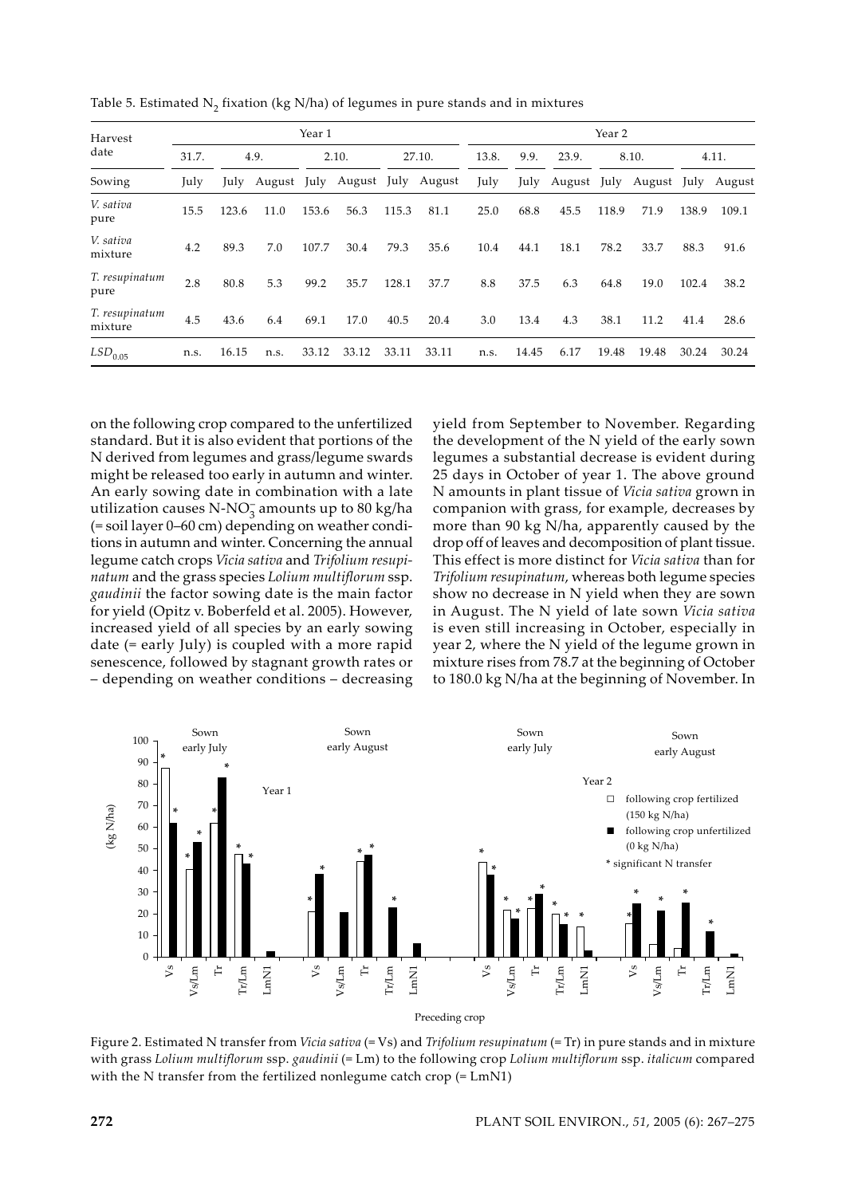Table 5. Estimated $N_2$ fixation (kg N/ha) of legumes in pure stands and in mixtures

| Harvest date | Year 1 | | | | | | | Year 2 | | | | | | |
|---|---|---|---|---|---|---|---|---|---|---|---|---|---|---|
| | 31.7. | 4.9. | | 2.10. | | 27.10. | | 13.8. | 9.9. | 23.9. | 8.10. | | 4.11. | |
| Sowing | July | July | August | July | August | July | August | July | July | August | July | August | July | August |
| *V. sativa* pure | 15.5 | 123.6 | 11.0 | 153.6 | 56.3 | 115.3 | 81.1 | 25.0 | 68.8 | 45.5 | 118.9 | 71.9 | 138.9 | 109.1 |
| *V. sativa* mixture | 4.2 | 89.3 | 7.0 | 107.7 | 30.4 | 79.3 | 35.6 | 10.4 | 44.1 | 18.1 | 78.2 | 33.7 | 88.3 | 91.6 |
| *T. resupinatum* pure | 2.8 | 80.8 | 5.3 | 99.2 | 35.7 | 128.1 | 37.7 | 8.8 | 37.5 | 6.3 | 64.8 | 19.0 | 102.4 | 38.2 |
| *T. resupinatum* mixture | 4.5 | 43.6 | 6.4 | 69.1 | 17.0 | 40.5 | 20.4 | 3.0 | 13.4 | 4.3 | 38.1 | 11.2 | 41.4 | 28.6 |
| $LSD_{0.05}$ | n.s. | 16.15 | n.s. | 33.12 | 33.12 | 33.11 | 33.11 | n.s. | 14.45 | 6.17 | 19.48 | 19.48 | 30.24 | 30.24 |

on the following crop compared to the unfertilized standard. But it is also evident that portions of the N derived from legumes and grass/legume swards might be released too early in autumn and winter. An early sowing date in combination with a late utilization causes $N\text{-}NO_3^-$ amounts up to 80 kg/ha (= soil layer 0–60 cm) depending on weather conditions in autumn and winter. Concerning the annual legume catch crops *Vicia sativa* and *Trifolium resupinatum* and the grass species *Lolium multiflorum* ssp. *gaudinii* the factor sowing date is the main factor for yield (Opitz v. Boberfeld et al. 2005). However, increased yield of all species by an early sowing date (= early July) is coupled with a more rapid senescence, followed by stagnant growth rates or – depending on weather conditions – decreasing yield from September to November. Regarding the development of the N yield of the early sown legumes a substantial decrease is evident during 25 days in October of year 1. The above ground N amounts in plant tissue of *Vicia sativa* grown in companion with grass, for example, decreases by more than 90 kg N/ha, apparently caused by the drop off of leaves and decomposition of plant tissue. This effect is more distinct for *Vicia sativa* than for *Trifolium resupinatum*, whereas both legume species show no decrease in N yield when they are sown in August. The N yield of late sown *Vicia sativa* is even still increasing in October, especially in year 2, where the N yield of the legume grown in mixture rises from 78.7 at the beginning of October to 180.0 kg N/ha at the beginning of November. In

Figure 2. Estimated N transfer from *Vicia sativa* (= Vs) and *Trifolium resupinatum* (= Tr) in pure stands and in mixture with grass *Lolium multiflorum* ssp. *gaudinii* (= Lm) to the following crop *Lolium multiflorum* ssp. *italicum* compared with the N transfer from the fertilized nonlegume catch crop (= LmN1)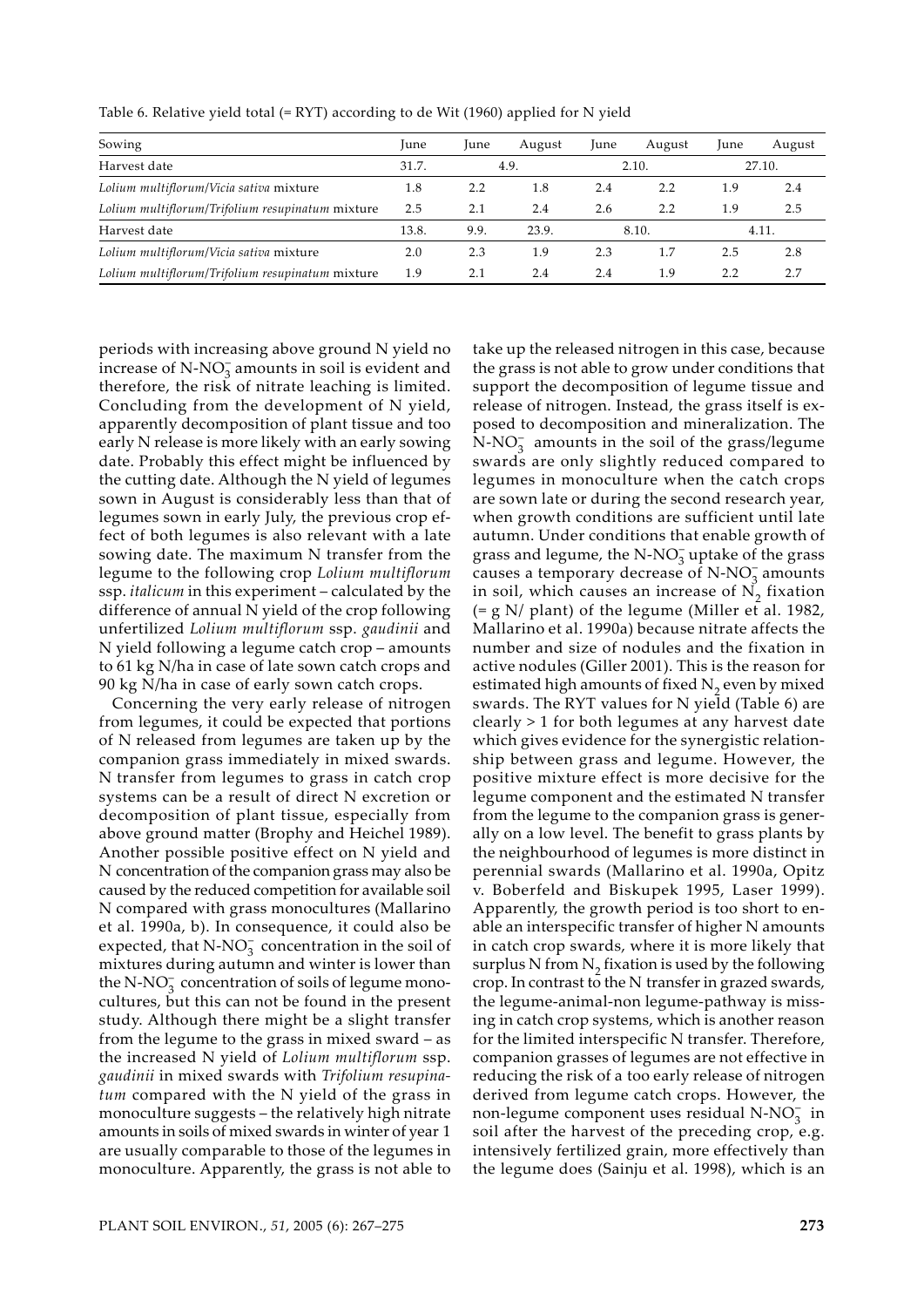Table 6. Relative yield total (= RYT) according to de Wit (1960) applied for N yield

| Sowing | June | June | August | June | August | June | August |
|---|---|---|---|---|---|---|---|
| Harvest date | 31.7. | 4.9. | | 2.10. | | 27.10. | |
| *Lolium multiflorum*/*Vicia sativa* mixture | 1.8 | 2.2 | 1.8 | 2.4 | 2.2 | 1.9 | 2.4 |
| *Lolium multiflorum*/*Trifolium resupinatum* mixture | 2.5 | 2.1 | 2.4 | 2.6 | 2.2 | 1.9 | 2.5 |
| Harvest date | 13.8. | 9.9. | 23.9. | 8.10. | | 4.11. | |
| *Lolium multiflorum*/*Vicia sativa* mixture | 2.0 | 2.3 | 1.9 | 2.3 | 1.7 | 2.5 | 2.8 |
| *Lolium multiflorum*/*Trifolium resupinatum* mixture | 1.9 | 2.1 | 2.4 | 2.4 | 1.9 | 2.2 | 2.7 |

periods with increasing above ground N yield no increase of N-$NO_3^-$ amounts in soil is evident and therefore, the risk of nitrate leaching is limited. Concluding from the development of N yield, apparently decomposition of plant tissue and too early N release is more likely with an early sowing date. Probably this effect might be influenced by the cutting date. Although the N yield of legumes sown in August is considerably less than that of legumes sown in early July, the previous crop effect of both legumes is also relevant with a late sowing date. The maximum N transfer from the legume to the following crop *Lolium multiflorum* ssp. *italicum* in this experiment – calculated by the difference of annual N yield of the crop following unfertilized *Lolium multiflorum* ssp. *gaudinii* and N yield following a legume catch crop – amounts to 61 kg N/ha in case of late sown catch crops and 90 kg N/ha in case of early sown catch crops.

Concerning the very early release of nitrogen from legumes, it could be expected that portions of N released from legumes are taken up by the companion grass immediately in mixed swards. N transfer from legumes to grass in catch crop systems can be a result of direct N excretion or decomposition of plant tissue, especially from above ground matter (Brophy and Heichel 1989). Another possible positive effect on N yield and N concentration of the companion grass may also be caused by the reduced competition for available soil N compared with grass monocultures (Mallarino et al. 1990a, b). In consequence, it could also be expected, that N-$NO_3^-$ concentration in the soil of mixtures during autumn and winter is lower than the N-$NO_3^-$ concentration of soils of legume monocultures, but this can not be found in the present study. Although there might be a slight transfer from the legume to the grass in mixed sward – as the increased N yield of *Lolium multiflorum* ssp. *gaudinii* in mixed swards with *Trifolium resupinatum* compared with the N yield of the grass in monoculture suggests – the relatively high nitrate amounts in soils of mixed swards in winter of year 1 are usually comparable to those of the legumes in monoculture. Apparently, the grass is not able to take up the released nitrogen in this case, because the grass is not able to grow under conditions that support the decomposition of legume tissue and release of nitrogen. Instead, the grass itself is exposed to decomposition and mineralization. The N-$NO_3^-$ amounts in the soil of the grass/legume swards are only slightly reduced compared to legumes in monoculture when the catch crops are sown late or during the second research year, when growth conditions are sufficient until late autumn. Under conditions that enable growth of grass and legume, the N-$NO_3^-$ uptake of the grass causes a temporary decrease of N-$NO_3^-$ amounts in soil, which causes an increase of $N_2$ fixation (= g N/ plant) of the legume (Miller et al. 1982, Mallarino et al. 1990a) because nitrate affects the number and size of nodules and the fixation in active nodules (Giller 2001). This is the reason for estimated high amounts of fixed $N_2$ even by mixed swards. The RYT values for N yield (Table 6) are clearly > 1 for both legumes at any harvest date which gives evidence for the synergistic relationship between grass and legume. However, the positive mixture effect is more decisive for the legume component and the estimated N transfer from the legume to the companion grass is generally on a low level. The benefit to grass plants by the neighbourhood of legumes is more distinct in perennial swards (Mallarino et al. 1990a, Opitz v. Boberfeld and Biskupek 1995, Laser 1999). Apparently, the growth period is too short to enable an interspecific transfer of higher N amounts in catch crop swards, where it is more likely that surplus N from $N_2$ fixation is used by the following crop. In contrast to the N transfer in grazed swards, the legume-animal-non legume-pathway is missing in catch crop systems, which is another reason for the limited interspecific N transfer. Therefore, companion grasses of legumes are not effective in reducing the risk of a too early release of nitrogen derived from legume catch crops. However, the non-legume component uses residual N-$NO_3^-$ in soil after the harvest of the preceding crop, e.g. intensively fertilized grain, more effectively than the legume does (Sainju et al. 1998), which is an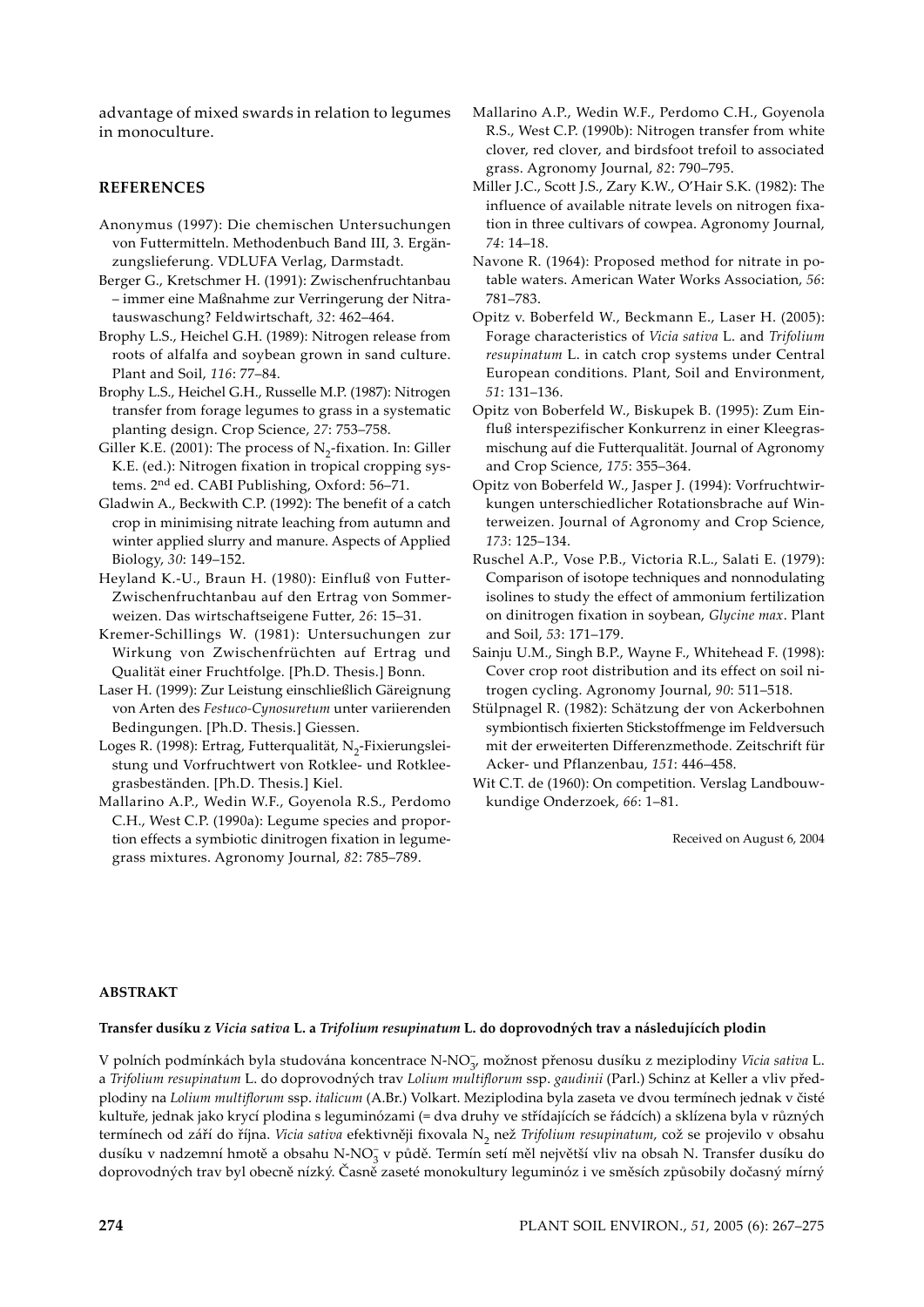advantage of mixed swards in relation to legumes in monoculture.

## REFERENCES

Anonymus (1997): Die chemischen Untersuchungen von Futtermitteln. Methodenbuch Band III, 3. Ergänzungslieferung. VDLUFA Verlag, Darmstadt.

Berger G., Kretschmer H. (1991): Zwischenfruchtanbau – immer eine Maßnahme zur Verringerung der Nitratauswaschung? Feldwirtschaft, *32*: 462–464.

Brophy L.S., Heichel G.H. (1989): Nitrogen release from roots of alfalfa and soybean grown in sand culture. Plant and Soil, *116*: 77–84.

Brophy L.S., Heichel G.H., Russelle M.P. (1987): Nitrogen transfer from forage legumes to grass in a systematic planting design. Crop Science, *27*: 753–758.

Giller K.E. (2001): The process of $N_2$-fixation. In: Giller K.E. (ed.): Nitrogen fixation in tropical cropping systems. 2nd ed. CABI Publishing, Oxford: 56–71.

Gladwin A., Beckwith C.P. (1992): The benefit of a catch crop in minimising nitrate leaching from autumn and winter applied slurry and manure. Aspects of Applied Biology, *30*: 149–152.

Heyland K.-U., Braun H. (1980): Einfluß von Futter-Zwischenfruchtanbau auf den Ertrag von Sommerweizen. Das wirtschaftseigene Futter, *26*: 15–31.

Kremer-Schillings W. (1981): Untersuchungen zur Wirkung von Zwischenfrüchten auf Ertrag und Qualität einer Fruchtfolge. [Ph.D. Thesis.] Bonn.

Laser H. (1999): Zur Leistung einschließlich Gäreignung von Arten des *Festuco-Cynosuretum* unter variierenden Bedingungen. [Ph.D. Thesis.] Giessen.

Loges R. (1998): Ertrag, Futterqualität, $N_2$-Fixierungsleistung und Vorfruchtwert von Rotklee- und Rotkleegrasbeständen. [Ph.D. Thesis.] Kiel.

Mallarino A.P., Wedin W.F., Goyenola R.S., Perdomo C.H., West C.P. (1990a): Legume species and proportion effects a symbiotic dinitrogen fixation in legume-grass mixtures. Agronomy Journal, *82*: 785–789.

Mallarino A.P., Wedin W.F., Perdomo C.H., Goyenola R.S., West C.P. (1990b): Nitrogen transfer from white clover, red clover, and birdsfoot trefoil to associated grass. Agronomy Journal, *82*: 790–795.

Miller J.C., Scott J.S., Zary K.W., O'Hair S.K. (1982): The influence of available nitrate levels on nitrogen fixation in three cultivars of cowpea. Agronomy Journal, *74*: 14–18.

Navone R. (1964): Proposed method for nitrate in potable waters. American Water Works Association, *56*: 781–783.

Opitz v. Boberfeld W., Beckmann E., Laser H. (2005): Forage characteristics of *Vicia sativa* L. and *Trifolium resupinatum* L. in catch crop systems under Central European conditions. Plant, Soil and Environment, *51*: 131–136.

Opitz von Boberfeld W., Biskupek B. (1995): Zum Einfluß interspezifischer Konkurrenz in einer Kleegrasmischung auf die Futterqualität. Journal of Agronomy and Crop Science, *175*: 355–364.

Opitz von Boberfeld W., Jasper J. (1994): Vorfruchtwirkungen unterschiedlicher Rotationsbrache auf Winterweizen. Journal of Agronomy and Crop Science, *173*: 125–134.

Ruschel A.P., Vose P.B., Victoria R.L., Salati E. (1979): Comparison of isotope techniques and nonnodulating isolines to study the effect of ammonium fertilization on dinitrogen fixation in soybean, *Glycine max*. Plant and Soil, *53*: 171–179.

Sainju U.M., Singh B.P., Wayne F., Whitehead F. (1998): Cover crop root distribution and its effect on soil nitrogen cycling. Agronomy Journal, *90*: 511–518.

Stülpnagel R. (1982): Schätzung der von Ackerbohnen symbiontisch fixierten Stickstoffmenge im Feldversuch mit der erweiterten Differenzmethode. Zeitschrift für Acker- und Pflanzenbau, *151*: 446–458.

Wit C.T. de (1960): On competition. Verslag Landbouwkundige Onderzoek, *66*: 1–81.

Received on August 6, 2004

## ABSTRAKT

**Transfer dusíku z *Vicia sativa* L. a *Trifolium resupinatum* L. do doprovodných trav a následujících plodin**

V polních podmínkách byla studována koncentrace $N\text{-}NO_3^-$, možnost přenosu dusíku z meziplodiny *Vicia sativa* L. a *Trifolium resupinatum* L. do doprovodných trav *Lolium multiflorum* ssp. *gaudinii* (Parl.) Schinz at Keller a vliv předplodiny na *Lolium multiflorum* ssp. *italicum* (A.Br.) Volkart. Meziplodina byla zaseta ve dvou termínech jednak v čisté kultuře, jednak jako krycí plodina s leguminózami (= dva druhy ve střídajících se řádcích) a sklízena byla v různých termínech od září do října. *Vicia sativa* efektivněji fixovala $N_2$ než *Trifolium resupinatum*, což se projevilo v obsahu dusíku v nadzemní hmotě a obsahu $N\text{-}NO_3^-$ v půdě. Termín setí měl největší vliv na obsah N. Transfer dusíku do doprovodných trav byl obecně nízký. Časně zaseté monokultury leguminóz i ve směsích způsobily dočasný mírný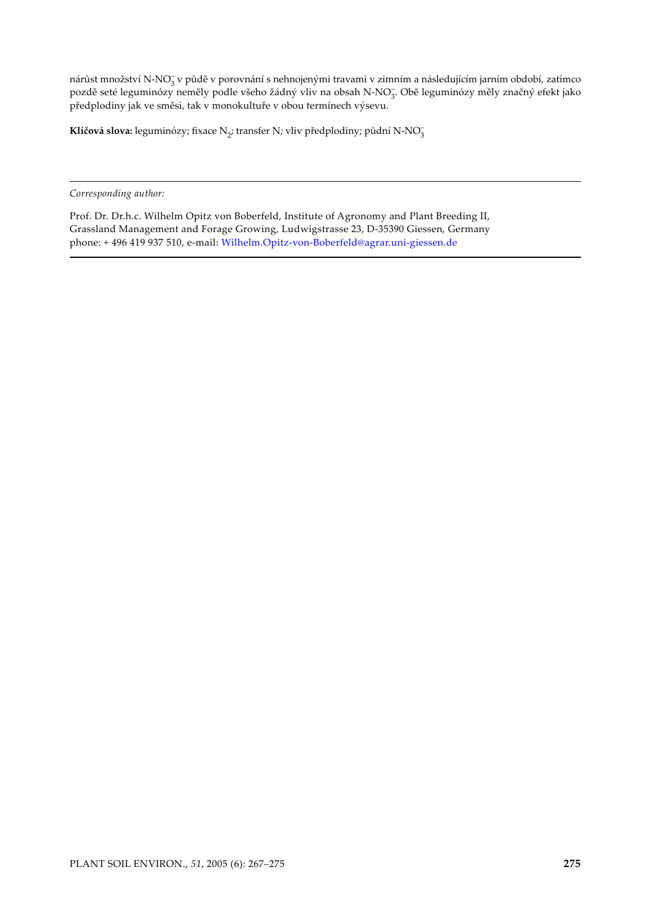nárůst množství N-$NO_3^-$ v půdě v porovnání s nehnojenými travami v zimním a následujícím jarním období, zatímco pozdě seté leguminózy neměly podle všeho žádný vliv na obsah N-$NO_3^-$. Obě leguminózy měly značný efekt jako předplodiny jak ve směsi, tak v monokultuře v obou termínech výsevu.

**Klíčová slova:** leguminózy; fixace $N_2$; transfer N; vliv předplodiny; půdní N-$NO_3^-$

---

*Corresponding author:*

Prof. Dr. Dr.h.c. Wilhelm Opitz von Boberfeld, Institute of Agronomy and Plant Breeding II, Grassland Management and Forage Growing, Ludwigstrasse 23, D-35390 Giessen, Germany
phone: + 496 419 937 510, e-mail: Wilhelm.Opitz-von-Boberfeld@agrar.uni-giessen.de